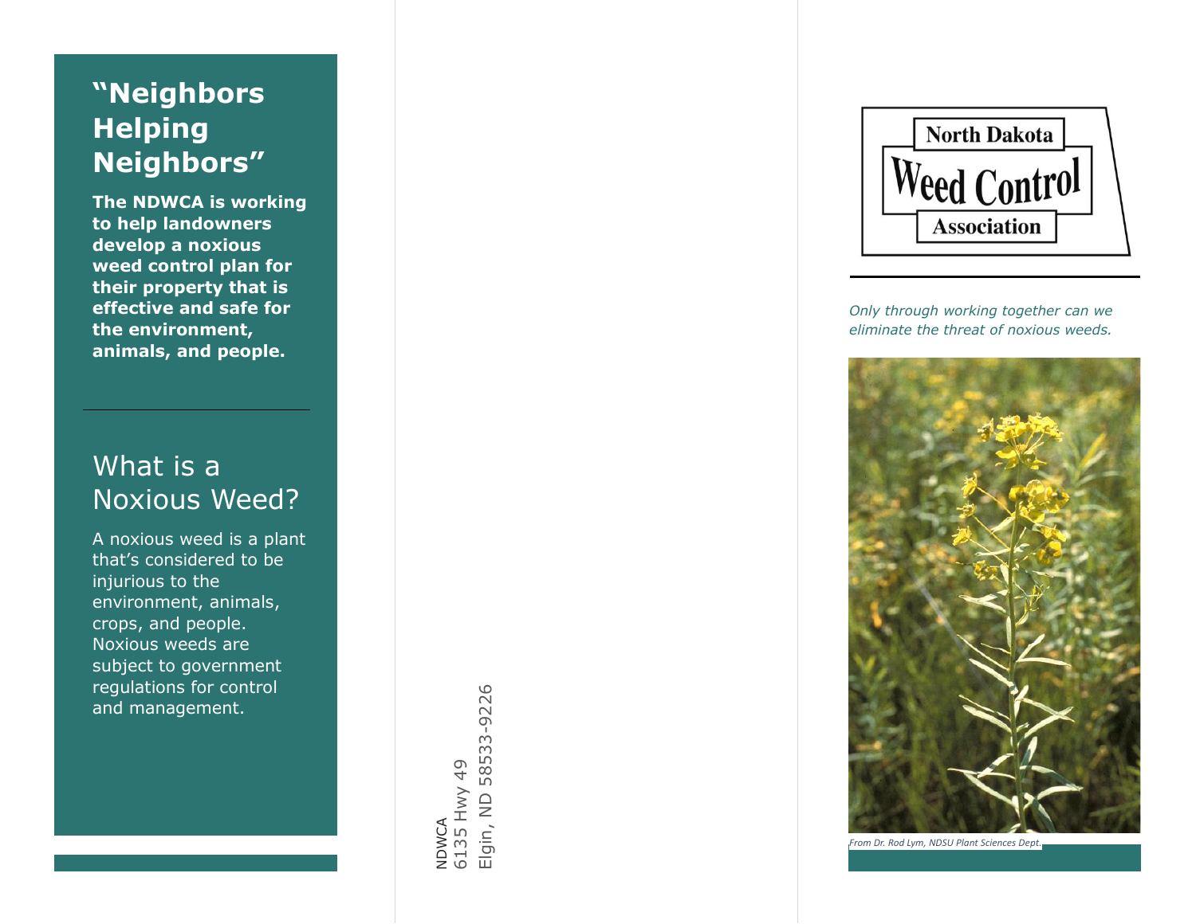## "Neighbors Helping Neighbors"

**The NDWCA is working to help landowners develop a noxious weed control plan for their property that is effective and safe for the environment, animals, and people.**

## What is a Noxious Weed?

A noxious weed is a plant that's considered to be injurious to the environment, animals, crops, and people. Noxious weeds are subject to government regulations for control and management.

NDWCA
6135 Hwy 49
Elgin, ND 58533-9226

North Dakota
Weed Control
Association

*Only through working together can we eliminate the threat of noxious weeds.*

*From Dr. Rod Lym, NDSU Plant Sciences Dept.*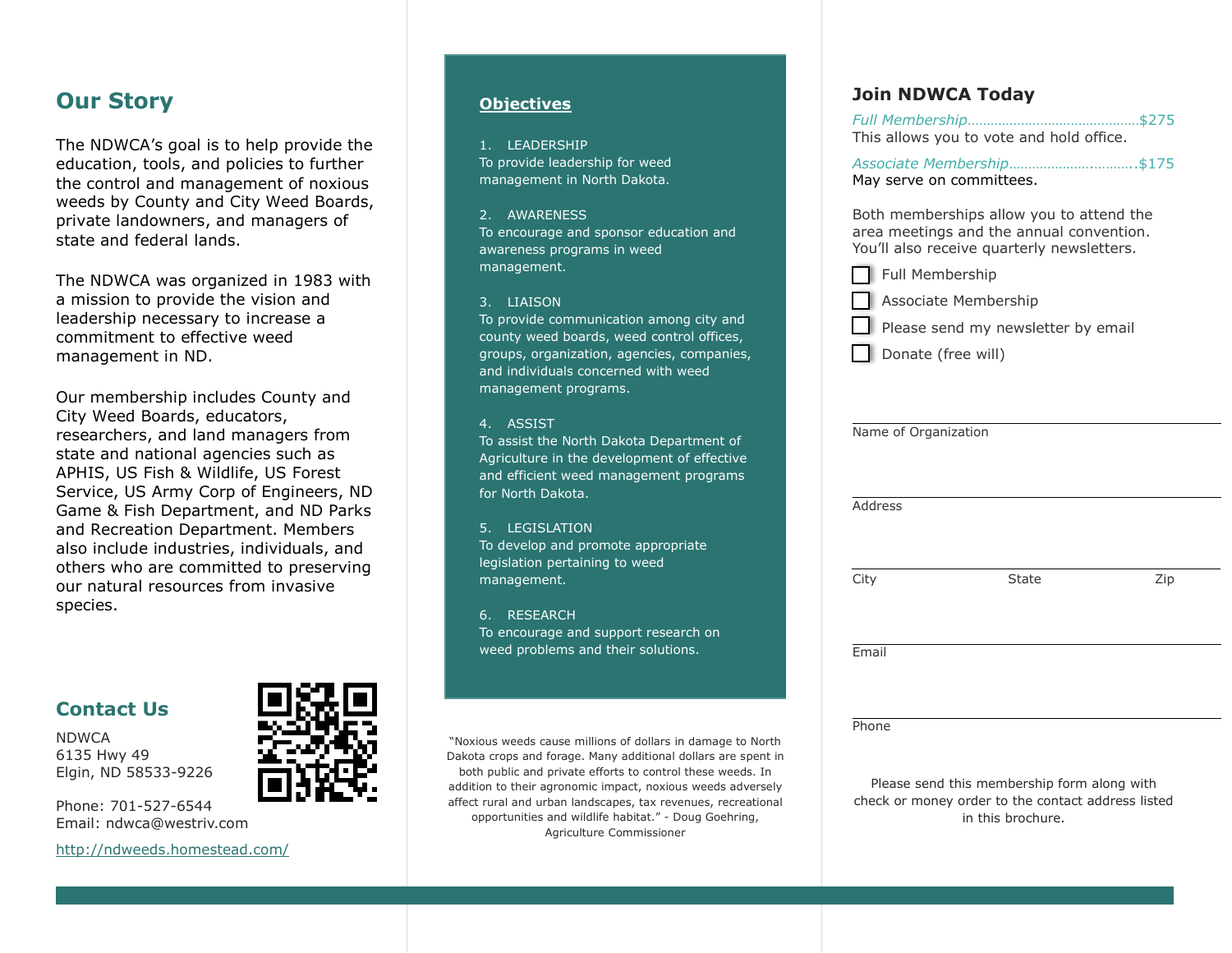## Our Story

The NDWCA's goal is to help provide the education, tools, and policies to further the control and management of noxious weeds by County and City Weed Boards, private landowners, and managers of state and federal lands.

The NDWCA was organized in 1983 with a mission to provide the vision and leadership necessary to increase a commitment to effective weed management in ND.

Our membership includes County and City Weed Boards, educators, researchers, and land managers from state and national agencies such as APHIS, US Fish & Wildlife, US Forest Service, US Army Corp of Engineers, ND Game & Fish Department, and ND Parks and Recreation Department. Members also include industries, individuals, and others who are committed to preserving our natural resources from invasive species.

## Contact Us

NDWCA
6135 Hwy 49
Elgin, ND 58533-9226

Phone: 701-527-6544
Email: ndwca@westriv.com

http://ndweeds.homestead.com/

### Objectives

1. LEADERSHIP
To provide leadership for weed management in North Dakota.

2. AWARENESS
To encourage and sponsor education and awareness programs in weed management.

3. LIAISON
To provide communication among city and county weed boards, weed control offices, groups, organization, agencies, companies, and individuals concerned with weed management programs.

4. ASSIST
To assist the North Dakota Department of Agriculture in the development of effective and efficient weed management programs for North Dakota.

5. LEGISLATION
To develop and promote appropriate legislation pertaining to weed management.

6. RESEARCH
To encourage and support research on weed problems and their solutions.

"Noxious weeds cause millions of dollars in damage to North Dakota crops and forage. Many additional dollars are spent in both public and private efforts to control these weeds. In addition to their agronomic impact, noxious weeds adversely affect rural and urban landscapes, tax revenues, recreational opportunities and wildlife habitat." - Doug Goehring, Agriculture Commissioner

## Join NDWCA Today

*Full Membership*.............................................$275
This allows you to vote and hold office.

*Associate Membership*..................................$175
May serve on committees.

Both memberships allow you to attend the area meetings and the annual convention. You'll also receive quarterly newsletters.

- ☐ Full Membership
- ☐ Associate Membership
- ☐ Please send my newsletter by email
- ☐ Donate (free will)

Name of Organization

Address

City State Zip

Email

Phone

Please send this membership form along with check or money order to the contact address listed in this brochure.